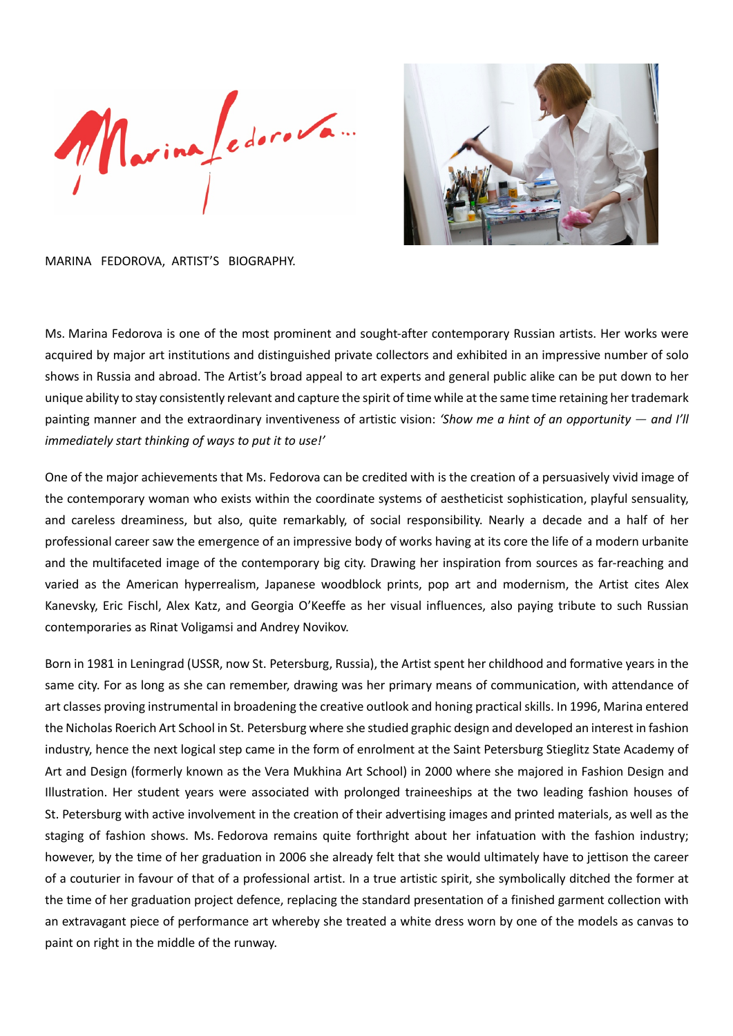MARINA FEDOROVA, ARTIST'S BIOGRAPHY.

Ms. Marina Fedorova is one of the most prominent and sought-after contemporary Russian artists. Her works were acquired by major art institutions and distinguished private collectors and exhibited in an impressive number of solo shows in Russia and abroad. The Artist's broad appeal to art experts and general public alike can be put down to her unique ability to stay consistently relevant and capture the spirit of time while at the same time retaining her trademark painting manner and the extraordinary inventiveness of artistic vision: *'Show me a hint of an opportunity — and I'll immediately start thinking of ways to put it to use!'*

One of the major achievements that Ms. Fedorova can be credited with is the creation of a persuasively vivid image of the contemporary woman who exists within the coordinate systems of aestheticist sophistication, playful sensuality, and careless dreaminess, but also, quite remarkably, of social responsibility. Nearly a decade and a half of her professional career saw the emergence of an impressive body of works having at its core the life of a modern urbanite and the multifaceted image of the contemporary big city. Drawing her inspiration from sources as far-reaching and varied as the American hyperrealism, Japanese woodblock prints, pop art and modernism, the Artist cites Alex Kanevsky, Eric Fischl, Alex Katz, and Georgia O'Keeffe as her visual influences, also paying tribute to such Russian contemporaries as Rinat Voligamsi and Andrey Novikov.

Born in 1981 in Leningrad (USSR, now St. Petersburg, Russia), the Artist spent her childhood and formative years in the same city. For as long as she can remember, drawing was her primary means of communication, with attendance of art classes proving instrumental in broadening the creative outlook and honing practical skills. In 1996, Marina entered the Nicholas Roerich Art School in St. Petersburg where she studied graphic design and developed an interest in fashion industry, hence the next logical step came in the form of enrolment at the Saint Petersburg Stieglitz State Academy of Art and Design (formerly known as the Vera Mukhina Art School) in 2000 where she majored in Fashion Design and Illustration. Her student years were associated with prolonged traineeships at the two leading fashion houses of St. Petersburg with active involvement in the creation of their advertising images and printed materials, as well as the staging of fashion shows. Ms. Fedorova remains quite forthright about her infatuation with the fashion industry; however, by the time of her graduation in 2006 she already felt that she would ultimately have to jettison the career of a couturier in favour of that of a professional artist. In a true artistic spirit, she symbolically ditched the former at the time of her graduation project defence, replacing the standard presentation of a finished garment collection with an extravagant piece of performance art whereby she treated a white dress worn by one of the models as canvas to paint on right in the middle of the runway.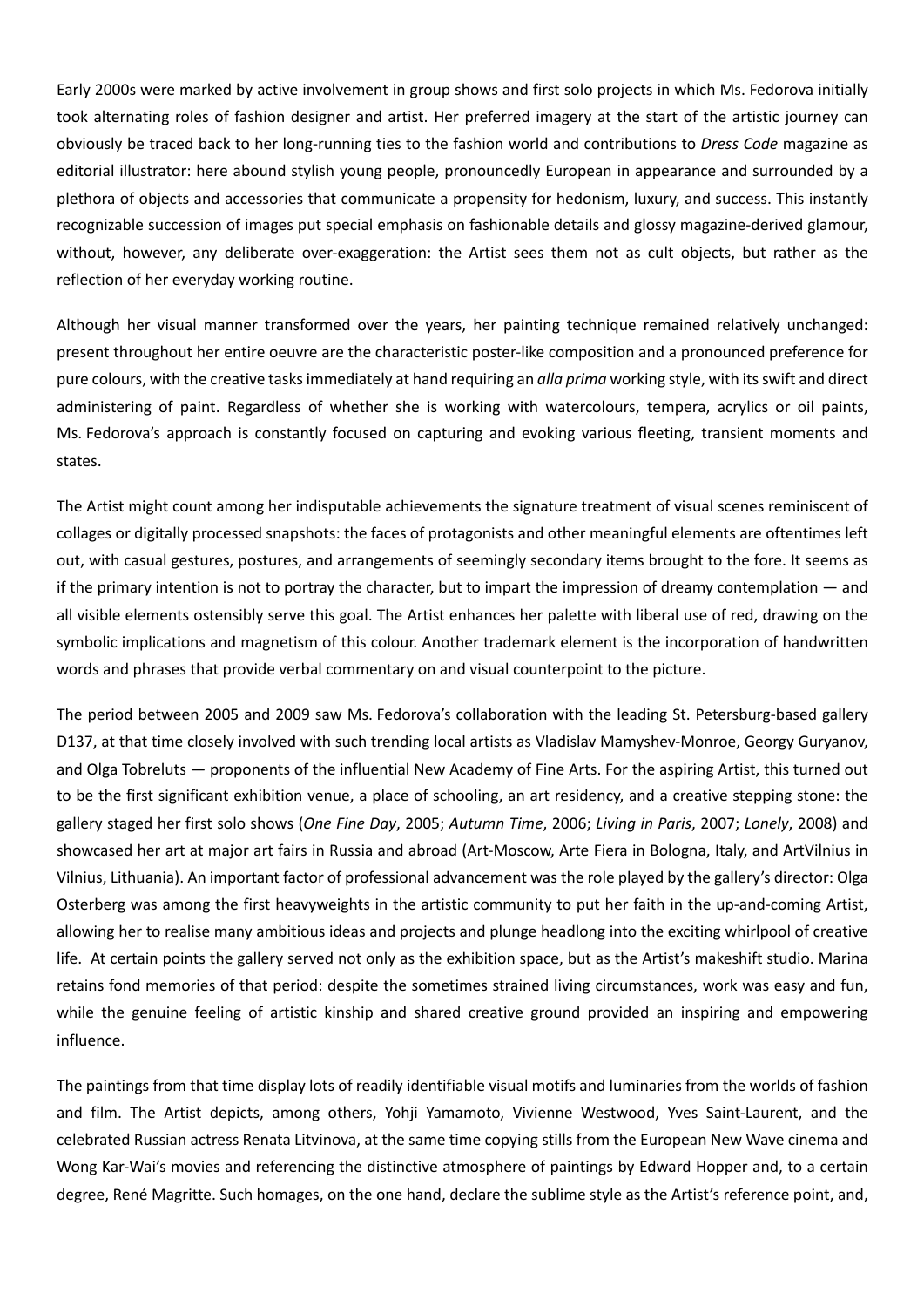Early 2000s were marked by active involvement in group shows and first solo projects in which Ms. Fedorova initially took alternating roles of fashion designer and artist. Her preferred imagery at the start of the artistic journey can obviously be traced back to her long-running ties to the fashion world and contributions to *Dress Code* magazine as editorial illustrator: here abound stylish young people, pronouncedly European in appearance and surrounded by a plethora of objects and accessories that communicate a propensity for hedonism, luxury, and success. This instantly recognizable succession of images put special emphasis on fashionable details and glossy magazine-derived glamour, without, however, any deliberate over-exaggeration: the Artist sees them not as cult objects, but rather as the reflection of her everyday working routine.

Although her visual manner transformed over the years, her painting technique remained relatively unchanged: present throughout her entire oeuvre are the characteristic poster-like composition and a pronounced preference for pure colours, with the creative tasks immediately at hand requiring an *alla prima* working style, with its swift and direct administering of paint. Regardless of whether she is working with watercolours, tempera, acrylics or oil paints, Ms. Fedorova's approach is constantly focused on capturing and evoking various fleeting, transient moments and states.

The Artist might count among her indisputable achievements the signature treatment of visual scenes reminiscent of collages or digitally processed snapshots: the faces of protagonists and other meaningful elements are oftentimes left out, with casual gestures, postures, and arrangements of seemingly secondary items brought to the fore. It seems as if the primary intention is not to portray the character, but to impart the impression of dreamy contemplation — and all visible elements ostensibly serve this goal. The Artist enhances her palette with liberal use of red, drawing on the symbolic implications and magnetism of this colour. Another trademark element is the incorporation of handwritten words and phrases that provide verbal commentary on and visual counterpoint to the picture.

The period between 2005 and 2009 saw Ms. Fedorova's collaboration with the leading St. Petersburg-based gallery D137, at that time closely involved with such trending local artists as Vladislav Mamyshev-Monroe, Georgy Guryanov, and Olga Tobreluts — proponents of the influential New Academy of Fine Arts. For the aspiring Artist, this turned out to be the first significant exhibition venue, a place of schooling, an art residency, and a creative stepping stone: the gallery staged her first solo shows (*One Fine Day*, 2005; *Autumn Time*, 2006; *Living in Paris*, 2007; *Lonely*, 2008) and showcased her art at major art fairs in Russia and abroad (Art-Moscow, Arte Fiera in Bologna, Italy, and ArtVilnius in Vilnius, Lithuania). An important factor of professional advancement was the role played by the gallery's director: Olga Osterberg was among the first heavyweights in the artistic community to put her faith in the up-and-coming Artist, allowing her to realise many ambitious ideas and projects and plunge headlong into the exciting whirlpool of creative life. At certain points the gallery served not only as the exhibition space, but as the Artist's makeshift studio. Marina retains fond memories of that period: despite the sometimes strained living circumstances, work was easy and fun, while the genuine feeling of artistic kinship and shared creative ground provided an inspiring and empowering influence.

The paintings from that time display lots of readily identifiable visual motifs and luminaries from the worlds of fashion and film. The Artist depicts, among others, Yohji Yamamoto, Vivienne Westwood, Yves Saint-Laurent, and the celebrated Russian actress Renata Litvinova, at the same time copying stills from the European New Wave cinema and Wong Kar-Wai's movies and referencing the distinctive atmosphere of paintings by Edward Hopper and, to a certain degree, René Magritte. Such homages, on the one hand, declare the sublime style as the Artist's reference point, and,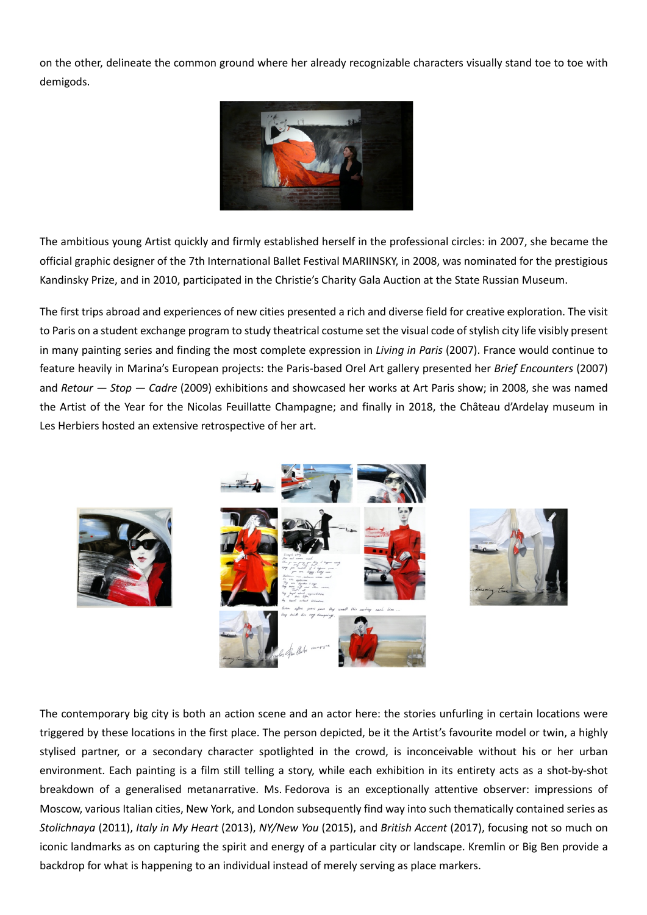on the other, delineate the common ground where her already recognizable characters visually stand toe to toe with demigods.

The ambitious young Artist quickly and firmly established herself in the professional circles: in 2007, she became the official graphic designer of the 7th International Ballet Festival MARIINSKY, in 2008, was nominated for the prestigious Kandinsky Prize, and in 2010, participated in the Christie's Charity Gala Auction at the State Russian Museum.

The first trips abroad and experiences of new cities presented a rich and diverse field for creative exploration. The visit to Paris on a student exchange program to study theatrical costume set the visual code of stylish city life visibly present in many painting series and finding the most complete expression in *Living in Paris* (2007). France would continue to feature heavily in Marina's European projects: the Paris-based Orel Art gallery presented her *Brief Encounters* (2007) and *Retour — Stop — Cadre* (2009) exhibitions and showcased her works at Art Paris show; in 2008, she was named the Artist of the Year for the Nicolas Feuillatte Champagne; and finally in 2018, the Château d'Ardelay museum in Les Herbiers hosted an extensive retrospective of her art.

The contemporary big city is both an action scene and an actor here: the stories unfurling in certain locations were triggered by these locations in the first place. The person depicted, be it the Artist's favourite model or twin, a highly stylised partner, or a secondary character spotlighted in the crowd, is inconceivable without his or her urban environment. Each painting is a film still telling a story, while each exhibition in its entirety acts as a shot-by-shot breakdown of a generalised metanarrative. Ms. Fedorova is an exceptionally attentive observer: impressions of Moscow, various Italian cities, New York, and London subsequently find way into such thematically contained series as *Stolichnaya* (2011), *Italy in My Heart* (2013), *NY/New You* (2015), and *British Accent* (2017), focusing not so much on iconic landmarks as on capturing the spirit and energy of a particular city or landscape. Kremlin or Big Ben provide a backdrop for what is happening to an individual instead of merely serving as place markers.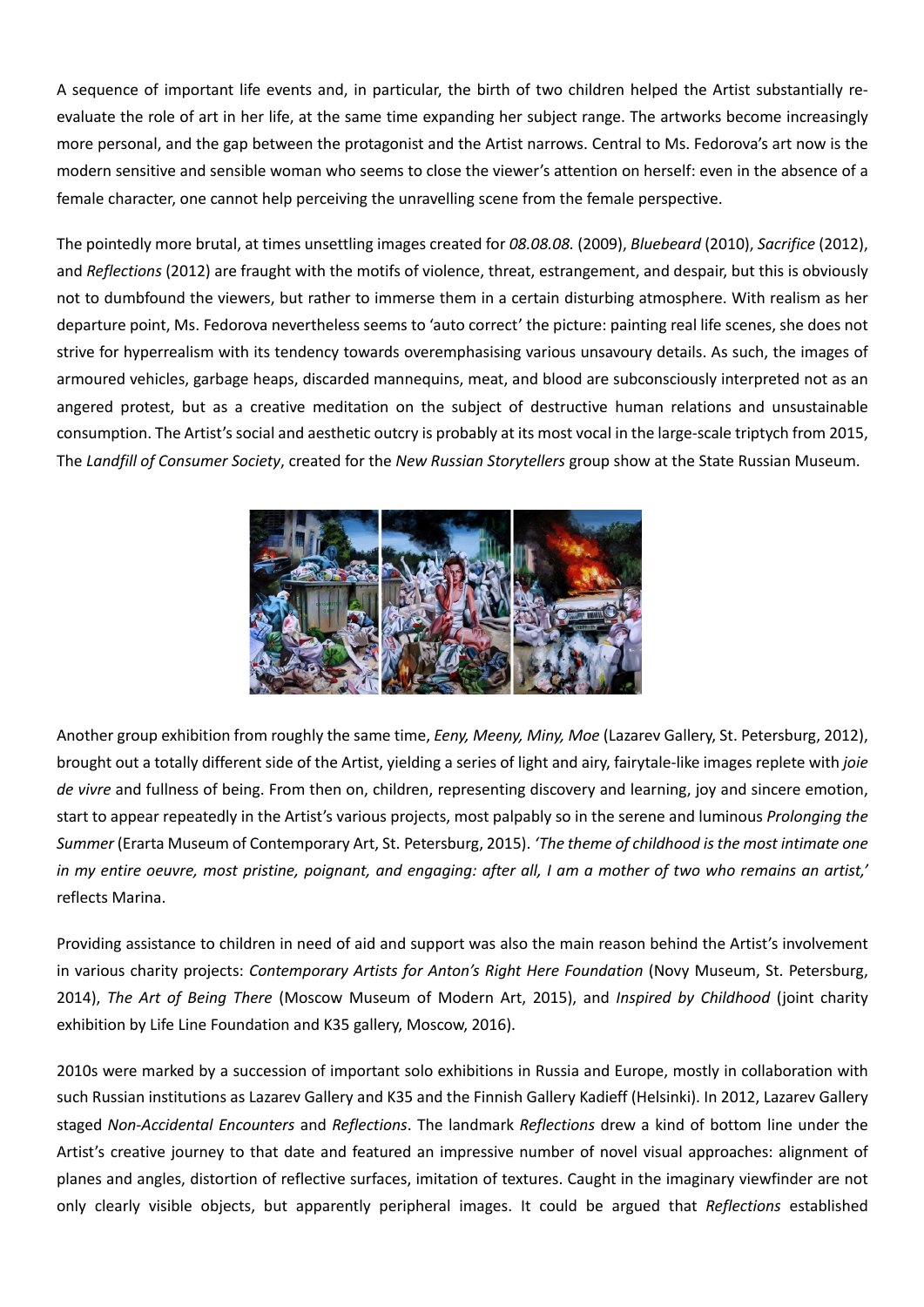A sequence of important life events and, in particular, the birth of two children helped the Artist substantially re-evaluate the role of art in her life, at the same time expanding her subject range. The artworks become increasingly more personal, and the gap between the protagonist and the Artist narrows. Central to Ms. Fedorova's art now is the modern sensitive and sensible woman who seems to close the viewer's attention on herself: even in the absence of a female character, one cannot help perceiving the unravelling scene from the female perspective.

The pointedly more brutal, at times unsettling images created for *08.08.08.* (2009), *Bluebeard* (2010), *Sacrifice* (2012), and *Reflections* (2012) are fraught with the motifs of violence, threat, estrangement, and despair, but this is obviously not to dumbfound the viewers, but rather to immerse them in a certain disturbing atmosphere. With realism as her departure point, Ms. Fedorova nevertheless seems to 'auto correct' the picture: painting real life scenes, she does not strive for hyperrealism with its tendency towards overemphasising various unsavoury details. As such, the images of armoured vehicles, garbage heaps, discarded mannequins, meat, and blood are subconsciously interpreted not as an angered protest, but as a creative meditation on the subject of destructive human relations and unsustainable consumption. The Artist's social and aesthetic outcry is probably at its most vocal in the large-scale triptych from 2015, The *Landfill of Consumer Society*, created for the *New Russian Storytellers* group show at the State Russian Museum.

Another group exhibition from roughly the same time, *Eeny, Meeny, Miny, Moe* (Lazarev Gallery, St. Petersburg, 2012), brought out a totally different side of the Artist, yielding a series of light and airy, fairytale-like images replete with *joie de vivre* and fullness of being. From then on, children, representing discovery and learning, joy and sincere emotion, start to appear repeatedly in the Artist's various projects, most palpably so in the serene and luminous *Prolonging the Summer* (Erarta Museum of Contemporary Art, St. Petersburg, 2015). *'The theme of childhood is the most intimate one in my entire oeuvre, most pristine, poignant, and engaging: after all, I am a mother of two who remains an artist,'* reflects Marina.

Providing assistance to children in need of aid and support was also the main reason behind the Artist's involvement in various charity projects: *Contemporary Artists for Anton's Right Here Foundation* (Novy Museum, St. Petersburg, 2014), *The Art of Being There* (Moscow Museum of Modern Art, 2015), and *Inspired by Childhood* (joint charity exhibition by Life Line Foundation and K35 gallery, Moscow, 2016).

2010s were marked by a succession of important solo exhibitions in Russia and Europe, mostly in collaboration with such Russian institutions as Lazarev Gallery and K35 and the Finnish Gallery Kadieff (Helsinki). In 2012, Lazarev Gallery staged *Non-Accidental Encounters* and *Reflections*. The landmark *Reflections* drew a kind of bottom line under the Artist's creative journey to that date and featured an impressive number of novel visual approaches: alignment of planes and angles, distortion of reflective surfaces, imitation of textures. Caught in the imaginary viewfinder are not only clearly visible objects, but apparently peripheral images. It could be argued that *Reflections* established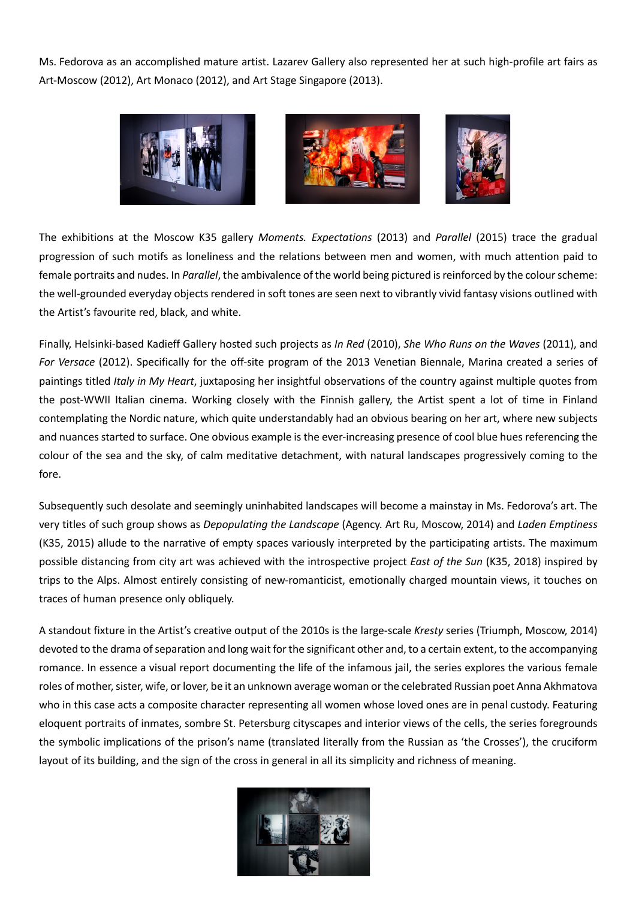Ms. Fedorova as an accomplished mature artist. Lazarev Gallery also represented her at such high-profile art fairs as Art-Moscow (2012), Art Monaco (2012), and Art Stage Singapore (2013).

The exhibitions at the Moscow K35 gallery *Moments. Expectations* (2013) and *Parallel* (2015) trace the gradual progression of such motifs as loneliness and the relations between men and women, with much attention paid to female portraits and nudes. In *Parallel*, the ambivalence of the world being pictured is reinforced by the colour scheme: the well-grounded everyday objects rendered in soft tones are seen next to vibrantly vivid fantasy visions outlined with the Artist's favourite red, black, and white.

Finally, Helsinki-based Kadieff Gallery hosted such projects as *In Red* (2010), *She Who Runs on the Waves* (2011), and *For Versace* (2012). Specifically for the off-site program of the 2013 Venetian Biennale, Marina created a series of paintings titled *Italy in My Heart*, juxtaposing her insightful observations of the country against multiple quotes from the post-WWII Italian cinema. Working closely with the Finnish gallery, the Artist spent a lot of time in Finland contemplating the Nordic nature, which quite understandably had an obvious bearing on her art, where new subjects and nuances started to surface. One obvious example is the ever-increasing presence of cool blue hues referencing the colour of the sea and the sky, of calm meditative detachment, with natural landscapes progressively coming to the fore.

Subsequently such desolate and seemingly uninhabited landscapes will become a mainstay in Ms. Fedorova's art. The very titles of such group shows as *Depopulating the Landscape* (Agency. Art Ru, Moscow, 2014) and *Laden Emptiness* (K35, 2015) allude to the narrative of empty spaces variously interpreted by the participating artists. The maximum possible distancing from city art was achieved with the introspective project *East of the Sun* (K35, 2018) inspired by trips to the Alps. Almost entirely consisting of new-romanticist, emotionally charged mountain views, it touches on traces of human presence only obliquely.

A standout fixture in the Artist's creative output of the 2010s is the large-scale *Kresty* series (Triumph, Moscow, 2014) devoted to the drama of separation and long wait for the significant other and, to a certain extent, to the accompanying romance. In essence a visual report documenting the life of the infamous jail, the series explores the various female roles of mother, sister, wife, or lover, be it an unknown average woman or the celebrated Russian poet Anna Akhmatova who in this case acts a composite character representing all women whose loved ones are in penal custody. Featuring eloquent portraits of inmates, sombre St. Petersburg cityscapes and interior views of the cells, the series foregrounds the symbolic implications of the prison's name (translated literally from the Russian as 'the Crosses'), the cruciform layout of its building, and the sign of the cross in general in all its simplicity and richness of meaning.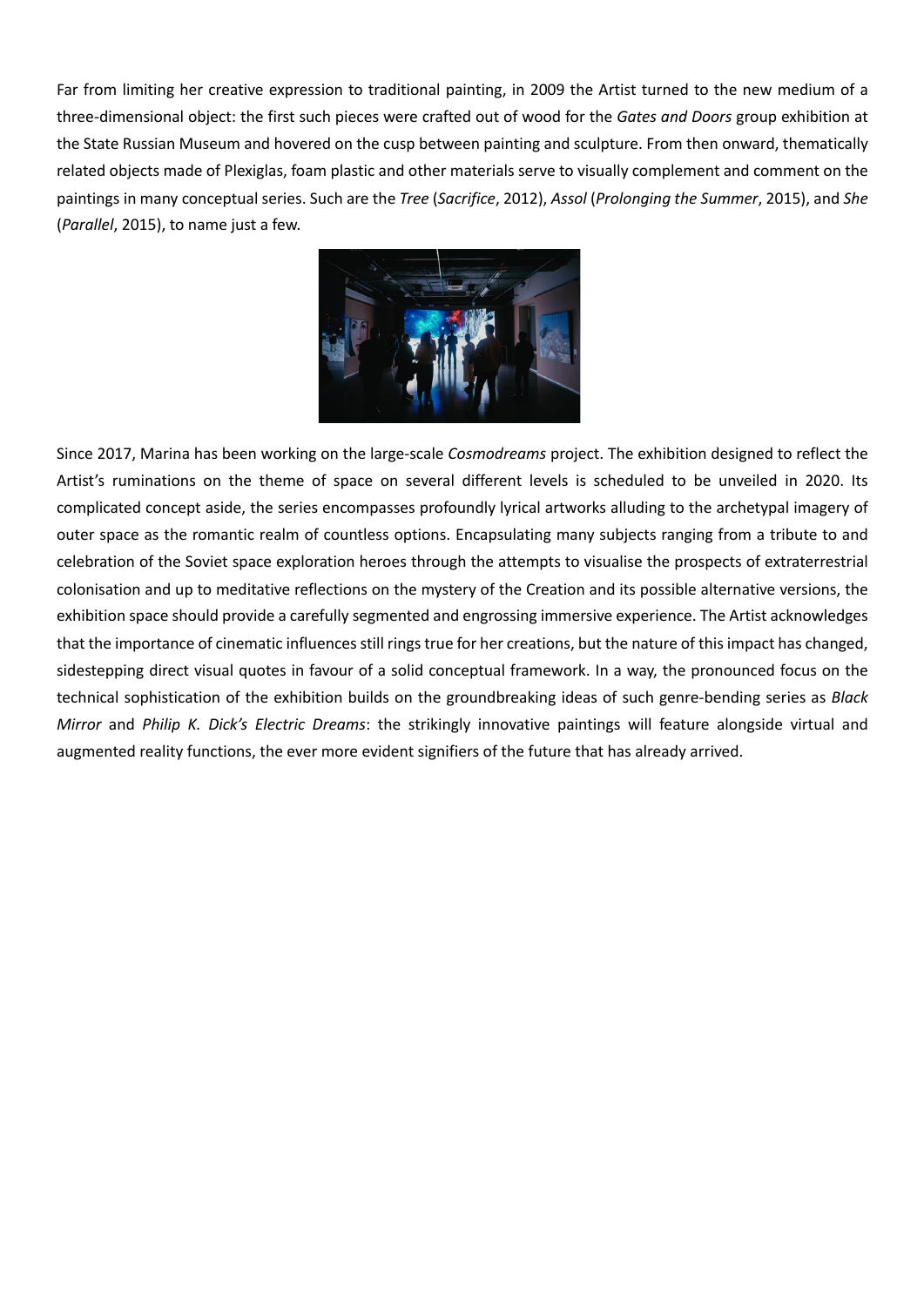Far from limiting her creative expression to traditional painting, in 2009 the Artist turned to the new medium of a three-dimensional object: the first such pieces were crafted out of wood for the *Gates and Doors* group exhibition at the State Russian Museum and hovered on the cusp between painting and sculpture. From then onward, thematically related objects made of Plexiglas, foam plastic and other materials serve to visually complement and comment on the paintings in many conceptual series. Such are the *Tree* (*Sacrifice*, 2012), *Assol* (*Prolonging the Summer*, 2015), and *She* (*Parallel*, 2015), to name just a few.

Since 2017, Marina has been working on the large-scale *Cosmodreams* project. The exhibition designed to reflect the Artist's ruminations on the theme of space on several different levels is scheduled to be unveiled in 2020. Its complicated concept aside, the series encompasses profoundly lyrical artworks alluding to the archetypal imagery of outer space as the romantic realm of countless options. Encapsulating many subjects ranging from a tribute to and celebration of the Soviet space exploration heroes through the attempts to visualise the prospects of extraterrestrial colonisation and up to meditative reflections on the mystery of the Creation and its possible alternative versions, the exhibition space should provide a carefully segmented and engrossing immersive experience. The Artist acknowledges that the importance of cinematic influences still rings true for her creations, but the nature of this impact has changed, sidestepping direct visual quotes in favour of a solid conceptual framework. In a way, the pronounced focus on the technical sophistication of the exhibition builds on the groundbreaking ideas of such genre-bending series as *Black Mirror* and *Philip K. Dick's Electric Dreams*: the strikingly innovative paintings will feature alongside virtual and augmented reality functions, the ever more evident signifiers of the future that has already arrived.